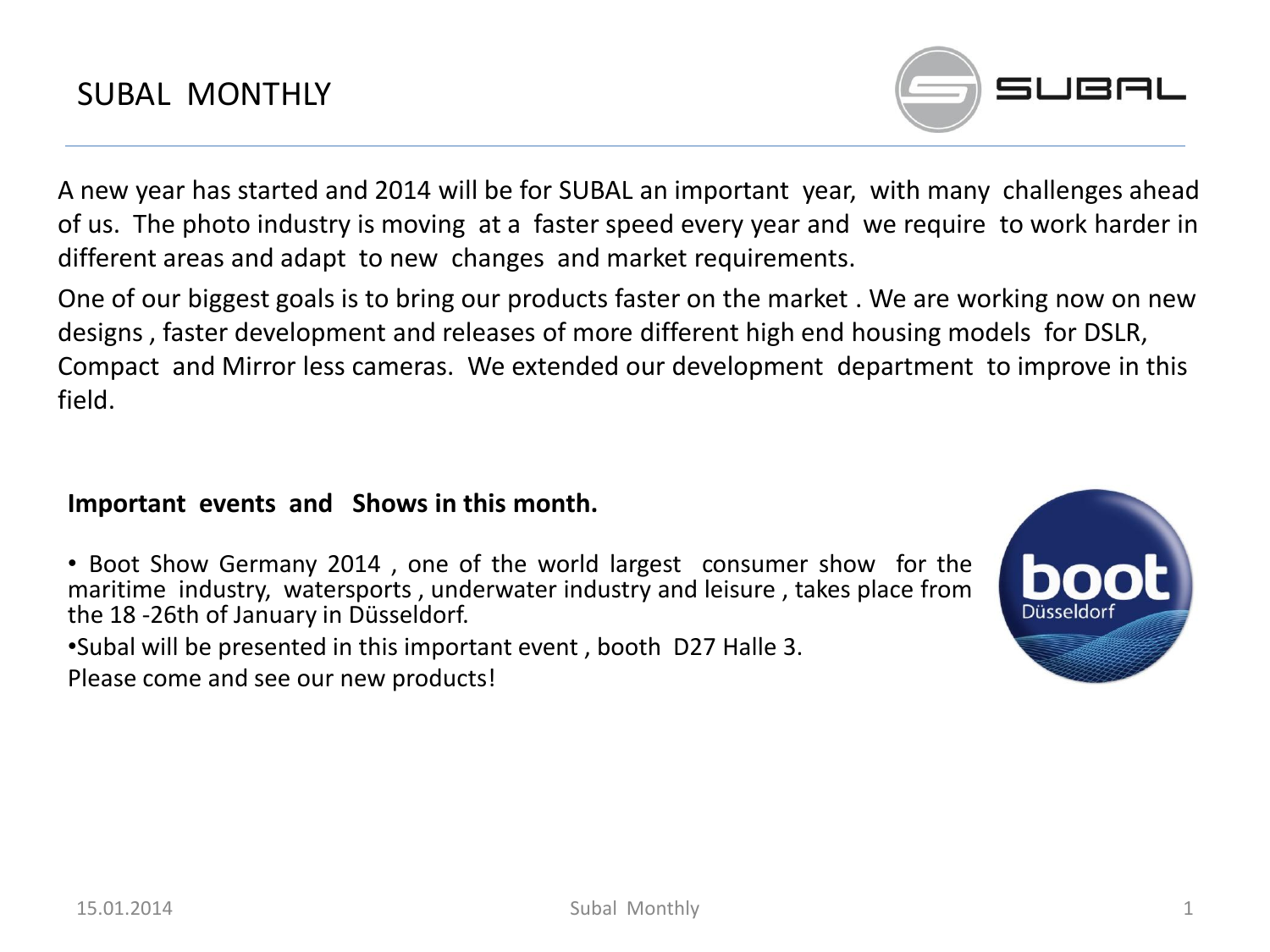# SUBAL MONTHLY

A new year has started and 2014 will be for SUBAL an important year, with many challenges ahead of us. The photo industry is moving at a faster speed every year and we require to work harder in different areas and adapt to new changes and market requirements.

One of our biggest goals is to bring our products faster on the market . We are working now on new designs , faster development and releases of more different high end housing models for DSLR, Compact and Mirror less cameras. We extended our development department to improve in this field.

**Important events and Shows in this month.**

- Boot Show Germany 2014 , one of the world largest consumer show for the maritime industry, watersports , underwater industry and leisure , takes place from the 18 -26th of January in Düsseldorf.
- Subal will be presented in this important event , booth D27 Halle 3.

Please come and see our new products!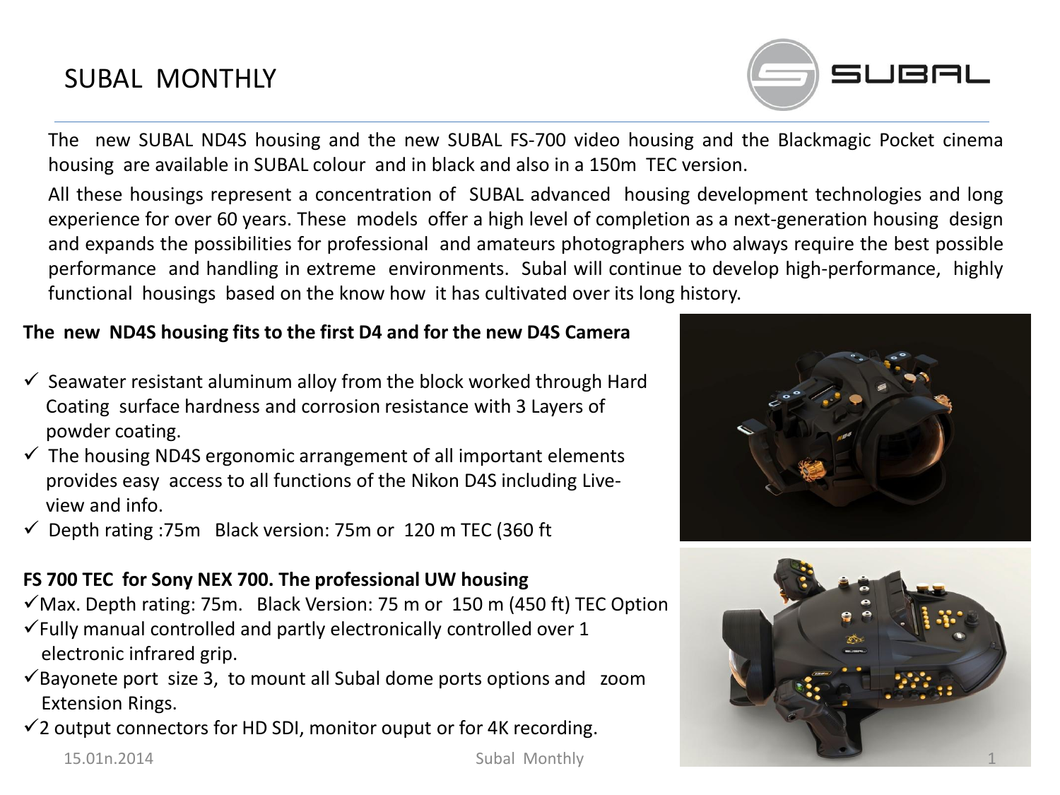# SUBAL MONTHLY

The new SUBAL ND4S housing and the new SUBAL FS-700 video housing and the Blackmagic Pocket cinema housing are available in SUBAL colour and in black and also in a 150m TEC version.

All these housings represent a concentration of SUBAL advanced housing development technologies and long experience for over 60 years. These models offer a high level of completion as a next-generation housing design and expands the possibilities for professional and amateurs photographers who always require the best possible performance and handling in extreme environments. Subal will continue to develop high-performance, highly functional housings based on the know how it has cultivated over its long history.

**The new ND4S housing fits to the first D4 and for the new D4S Camera**

- ✓ Seawater resistant aluminum alloy from the block worked through Hard Coating surface hardness and corrosion resistance with 3 Layers of powder coating.
- ✓ The housing ND4S ergonomic arrangement of all important elements provides easy access to all functions of the Nikon D4S including Live-view and info.
- ✓ Depth rating :75m Black version: 75m or 120 m TEC (360 ft

**FS 700 TEC for Sony NEX 700. The professional UW housing**

- ✓ Max. Depth rating: 75m. Black Version: 75 m or 150 m (450 ft) TEC Option
- ✓ Fully manual controlled and partly electronically controlled over 1 electronic infrared grip.
- ✓ Bayonete port size 3, to mount all Subal dome ports options and zoom Extension Rings.
- ✓ 2 output connectors for HD SDI, monitor ouput or for 4K recording.

15.01n.2014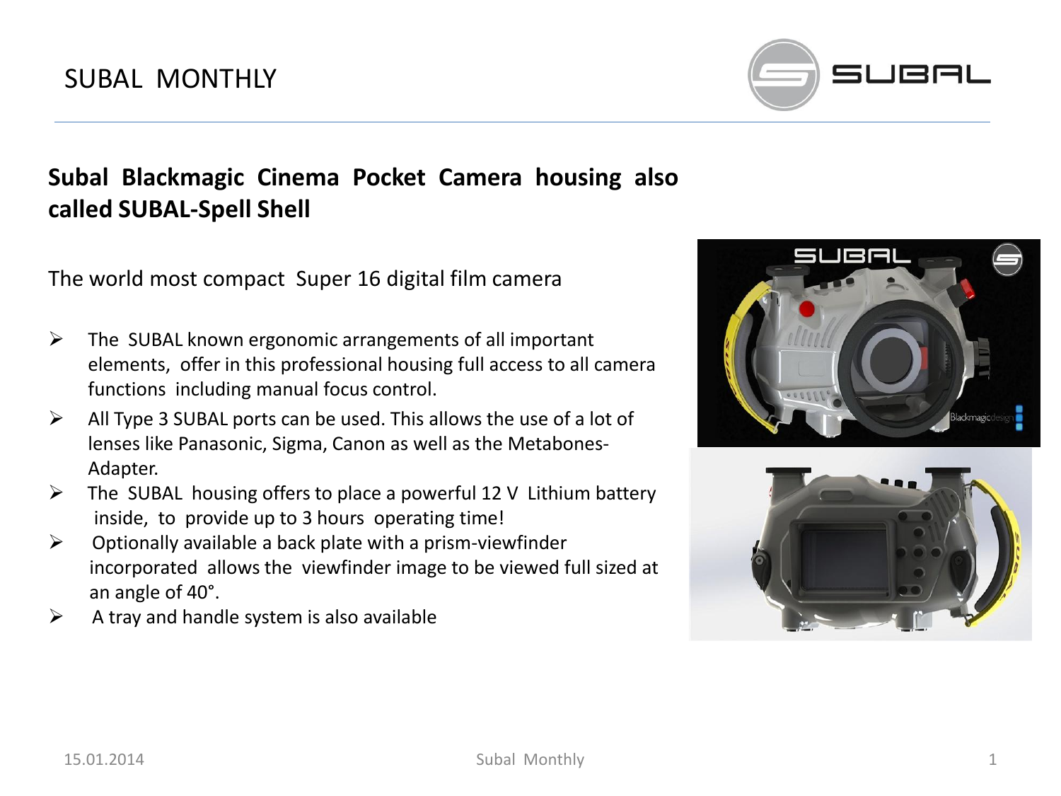# SUBAL MONTHLY

## Subal Blackmagic Cinema Pocket Camera housing also called SUBAL-Spell Shell

The world most compact Super 16 digital film camera

- The SUBAL known ergonomic arrangements of all important elements, offer in this professional housing full access to all camera functions including manual focus control.
- All Type 3 SUBAL ports can be used. This allows the use of a lot of lenses like Panasonic, Sigma, Canon as well as the Metabones-Adapter.
- The SUBAL housing offers to place a powerful 12 V Lithium battery inside, to provide up to 3 hours operating time!
- Optionally available a back plate with a prism-viewfinder incorporated allows the viewfinder image to be viewed full sized at an angle of 40°.
- A tray and handle system is also available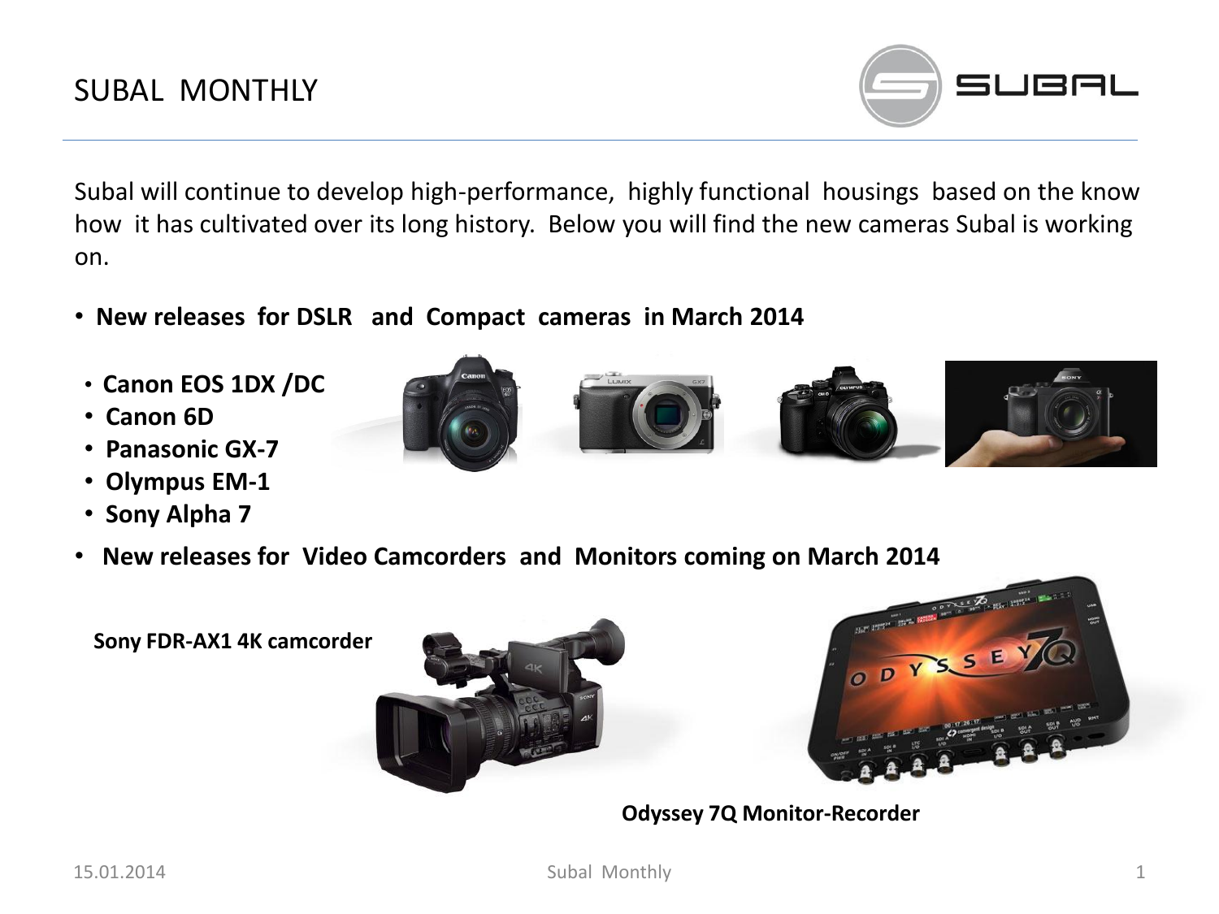# SUBAL MONTHLY

Subal will continue to develop high-performance, highly functional housings based on the know how it has cultivated over its long history. Below you will find the new cameras Subal is working on.

- **New releases for DSLR and Compact cameras in March 2014**
  - **Canon EOS 1DX /DC**
  - **Canon 6D**
  - **Panasonic GX-7**
  - **Olympus EM-1**
  - **Sony Alpha 7**
- **New releases for Video Camcorders and Monitors coming on March 2014**

**Sony FDR-AX1 4K camcorder**

**Odyssey 7Q Monitor-Recorder**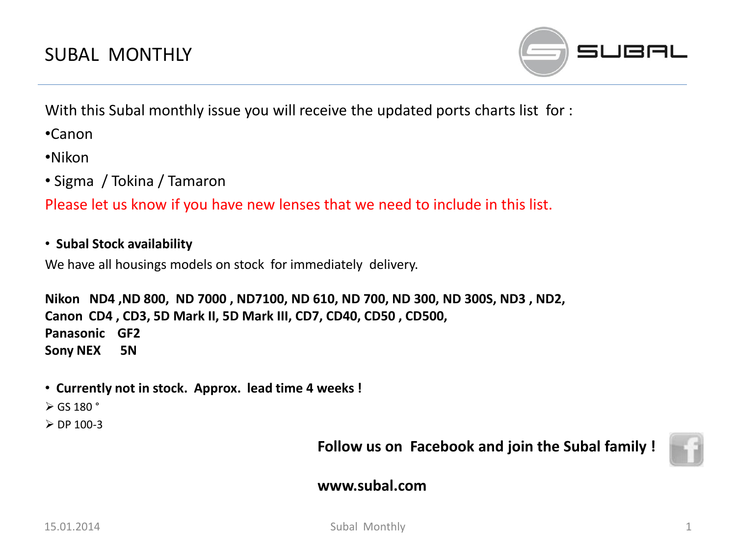# SUBAL MONTHLY

With this Subal monthly issue you will receive the updated ports charts list for :

- Canon
- Nikon
- Sigma / Tokina / Tamaron

Please let us know if you have new lenses that we need to include in this list.

- **Subal Stock availability**

We have all housings models on stock for immediately delivery.

**Nikon ND4 ,ND 800, ND 7000 , ND7100, ND 610, ND 700, ND 300, ND 300S, ND3 , ND2,**
**Canon CD4 , CD3, 5D Mark II, 5D Mark III, CD7, CD40, CD50 , CD500,**
**Panasonic GF2**
**Sony NEX 5N**

- **Currently not in stock. Approx. lead time 4 weeks !**
  - GS 180 °
  - DP 100-3

**Follow us on Facebook and join the Subal family !**

**www.subal.com**

15.01.2014